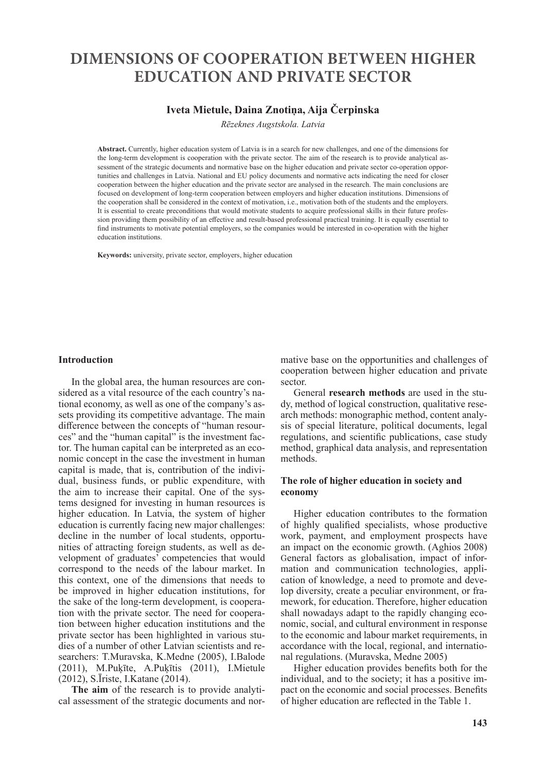# DIMENSIONS OF COOPERATION BETWEEN HIGHER EDUCATION AND PRIVATE SECTOR

**Iveta Mietule, Daina Znotiņa, Aija Čerpinska**

*Rēzeknes Augstskola. Latvia*

**Abstract.** Currently, higher education system of Latvia is in a search for new challenges, and one of the dimensions for the long-term development is cooperation with the private sector. The aim of the research is to provide analytical assessment of the strategic documents and normative base on the higher education and private sector co-operation opportunities and challenges in Latvia. National and EU policy documents and normative acts indicating the need for closer cooperation between the higher education and the private sector are analysed in the research. The main conclusions are focused on development of long-term cooperation between employers and higher education institutions. Dimensions of the cooperation shall be considered in the context of motivation, i.e., motivation both of the students and the employers. It is essential to create preconditions that would motivate students to acquire professional skills in their future profession providing them possibility of an effective and result-based professional practical training. It is equally essential to find instruments to motivate potential employers, so the companies would be interested in co-operation with the higher education institutions.

**Keywords:** university, private sector, employers, higher education

## Introduction

In the global area, the human resources are considered as a vital resource of the each country's national economy, as well as one of the company's assets providing its competitive advantage. The main difference between the concepts of "human resources" and the "human capital" is the investment factor. The human capital can be interpreted as an economic concept in the case the investment in human capital is made, that is, contribution of the individual, business funds, or public expenditure, with the aim to increase their capital. One of the systems designed for investing in human resources is higher education. In Latvia, the system of higher education is currently facing new major challenges: decline in the number of local students, opportunities of attracting foreign students, as well as development of graduates' competencies that would correspond to the needs of the labour market. In this context, one of the dimensions that needs to be improved in higher education institutions, for the sake of the long-term development, is cooperation with the private sector. The need for cooperation between higher education institutions and the private sector has been highlighted in various studies of a number of other Latvian scientists and researchers: T.Muravska, K.Medne (2005), I.Balode (2011), M.Puķīte, A.Puķītis (2011), I.Mietule (2012), S.Īriste, I.Katane (2014).

**The aim** of the research is to provide analytical assessment of the strategic documents and normative base on the opportunities and challenges of cooperation between higher education and private sector.

General **research methods** are used in the study, method of logical construction, qualitative research methods: monographic method, content analysis of special literature, political documents, legal regulations, and scientific publications, case study method, graphical data analysis, and representation methods.

## The role of higher education in society and economy

Higher education contributes to the formation of highly qualified specialists, whose productive work, payment, and employment prospects have an impact on the economic growth. (Aghios 2008) General factors as globalisation, impact of information and communication technologies, application of knowledge, a need to promote and develop diversity, create a peculiar environment, or framework, for education. Therefore, higher education shall nowadays adapt to the rapidly changing economic, social, and cultural environment in response to the economic and labour market requirements, in accordance with the local, regional, and international regulations. (Muravska, Medne 2005)

Higher education provides benefits both for the individual, and to the society; it has a positive impact on the economic and social processes. Benefits of higher education are reflected in the Table 1.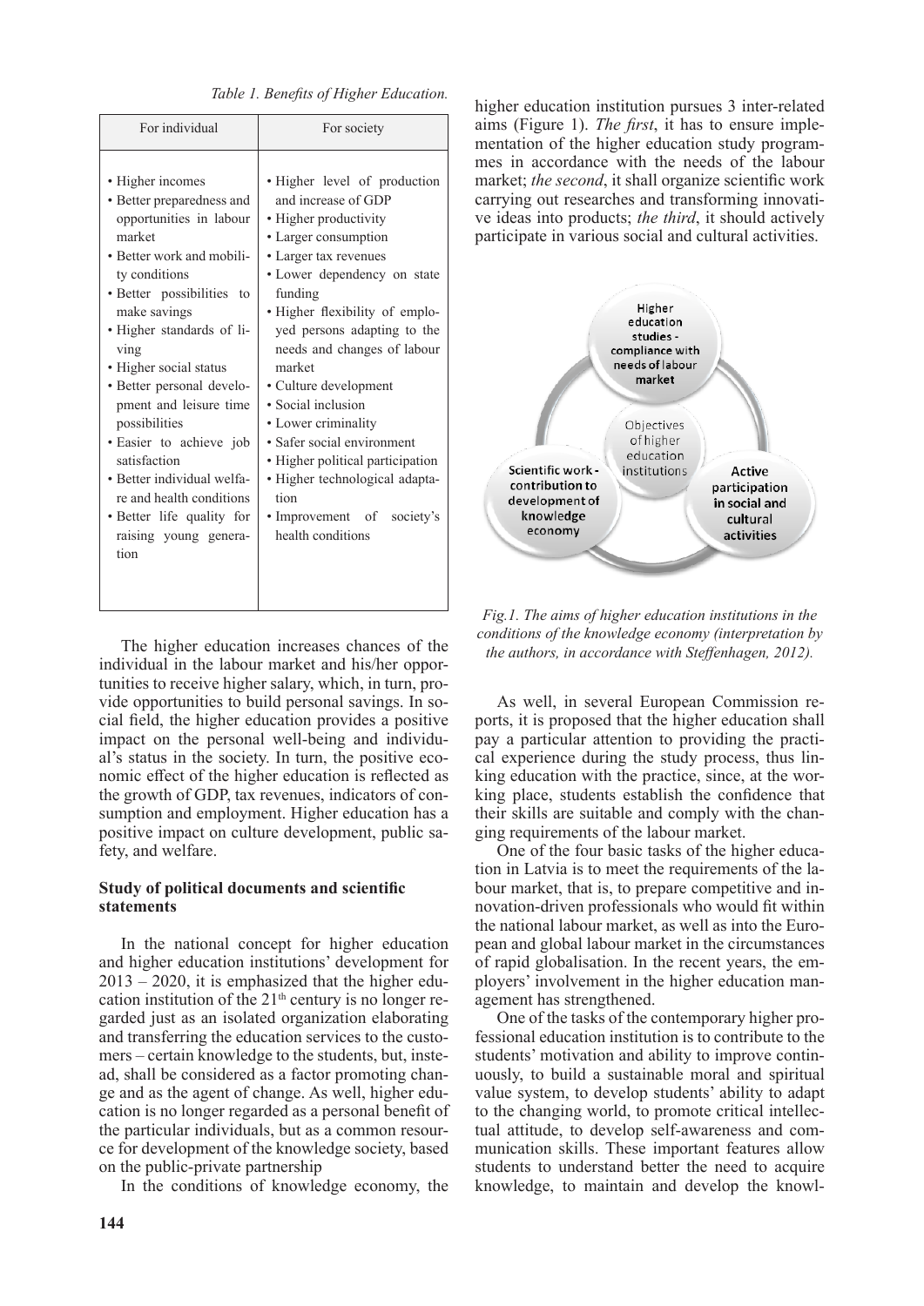*Table 1. Benefits of Higher Education.*

| For individual | For society |
|---|---|
| • Higher incomes<br>• Better preparedness and opportunities in labour market<br>• Better work and mobility conditions<br>• Better possibilities to make savings<br>• Higher standards of living<br>• Higher social status<br>• Better personal development and leisure time possibilities<br>• Easier to achieve job satisfaction<br>• Better individual welfare and health conditions<br>• Better life quality for raising young generation | • Higher level of production and increase of GDP<br>• Higher productivity<br>• Larger consumption<br>• Larger tax revenues<br>• Lower dependency on state funding<br>• Higher flexibility of employed persons adapting to the needs and changes of labour market<br>• Culture development<br>• Social inclusion<br>• Lower criminality<br>• Safer social environment<br>• Higher political participation<br>• Higher technological adaptation<br>• Improvement of society's health conditions |

The higher education increases chances of the individual in the labour market and his/her opportunities to receive higher salary, which, in turn, provide opportunities to build personal savings. In social field, the higher education provides a positive impact on the personal well-being and individual's status in the society. In turn, the positive economic effect of the higher education is reflected as the growth of GDP, tax revenues, indicators of consumption and employment. Higher education has a positive impact on culture development, public safety, and welfare.

### Study of political documents and scientific statements

In the national concept for higher education and higher education institutions' development for 2013 – 2020, it is emphasized that the higher education institution of the 21st century is no longer regarded just as an isolated organization elaborating and transferring the education services to the customers – certain knowledge to the students, but, instead, shall be considered as a factor promoting change and as the agent of change. As well, higher education is no longer regarded as a personal benefit of the particular individuals, but as a common resource for development of the knowledge society, based on the public-private partnership

In the conditions of knowledge economy, the higher education institution pursues 3 inter-related aims (Figure 1). *The first*, it has to ensure implementation of the higher education study programmes in accordance with the needs of the labour market; *the second*, it shall organize scientific work carrying out researches and transforming innovative ideas into products; *the third*, it should actively participate in various social and cultural activities.

Higher education studies - compliance with needs of labour market

Objectives of higher education institutions

Scientific work - contribution to development of knowledge economy

Active participation in social and cultural activities

*Fig.1. The aims of higher education institutions in the conditions of the knowledge economy (interpretation by the authors, in accordance with Steffenhagen, 2012).*

As well, in several European Commission reports, it is proposed that the higher education shall pay a particular attention to providing the practical experience during the study process, thus linking education with the practice, since, at the working place, students establish the confidence that their skills are suitable and comply with the changing requirements of the labour market.

One of the four basic tasks of the higher education in Latvia is to meet the requirements of the labour market, that is, to prepare competitive and innovation-driven professionals who would fit within the national labour market, as well as into the European and global labour market in the circumstances of rapid globalisation. In the recent years, the employers' involvement in the higher education management has strengthened.

One of the tasks of the contemporary higher professional education institution is to contribute to the students' motivation and ability to improve continuously, to build a sustainable moral and spiritual value system, to develop students' ability to adapt to the changing world, to promote critical intellectual attitude, to develop self-awareness and communication skills. These important features allow students to understand better the need to acquire knowledge, to maintain and develop the knowl-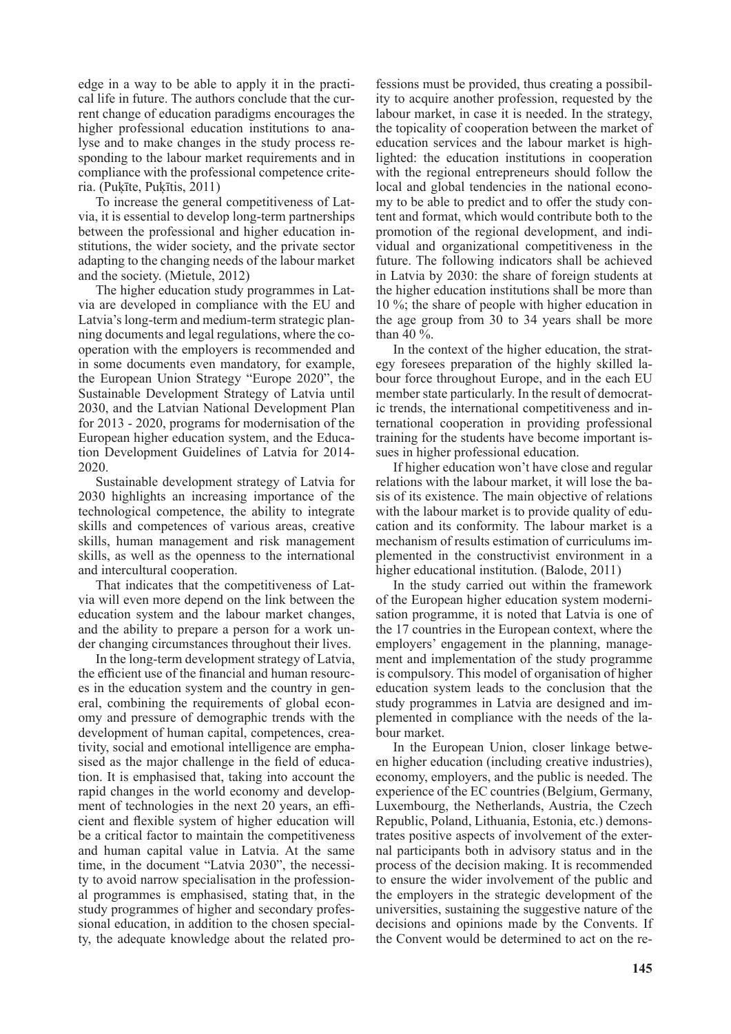edge in a way to be able to apply it in the practical life in future. The authors conclude that the current change of education paradigms encourages the higher professional education institutions to analyse and to make changes in the study process responding to the labour market requirements and in compliance with the professional competence criteria. (Puķīte, Puķītis, 2011)

To increase the general competitiveness of Latvia, it is essential to develop long-term partnerships between the professional and higher education institutions, the wider society, and the private sector adapting to the changing needs of the labour market and the society. (Mietule, 2012)

The higher education study programmes in Latvia are developed in compliance with the EU and Latvia's long-term and medium-term strategic planning documents and legal regulations, where the cooperation with the employers is recommended and in some documents even mandatory, for example, the European Union Strategy "Europe 2020", the Sustainable Development Strategy of Latvia until 2030, and the Latvian National Development Plan for 2013 - 2020, programs for modernisation of the European higher education system, and the Education Development Guidelines of Latvia for 2014-2020.

Sustainable development strategy of Latvia for 2030 highlights an increasing importance of the technological competence, the ability to integrate skills and competences of various areas, creative skills, human management and risk management skills, as well as the openness to the international and intercultural cooperation.

That indicates that the competitiveness of Latvia will even more depend on the link between the education system and the labour market changes, and the ability to prepare a person for a work under changing circumstances throughout their lives.

In the long-term development strategy of Latvia, the efficient use of the financial and human resources in the education system and the country in general, combining the requirements of global economy and pressure of demographic trends with the development of human capital, competences, creativity, social and emotional intelligence are emphasised as the major challenge in the field of education. It is emphasised that, taking into account the rapid changes in the world economy and development of technologies in the next 20 years, an efficient and flexible system of higher education will be a critical factor to maintain the competitiveness and human capital value in Latvia. At the same time, in the document "Latvia 2030", the necessity to avoid narrow specialisation in the professional programmes is emphasised, stating that, in the study programmes of higher and secondary professional education, in addition to the chosen specialty, the adequate knowledge about the related professions must be provided, thus creating a possibility to acquire another profession, requested by the labour market, in case it is needed. In the strategy, the topicality of cooperation between the market of education services and the labour market is highlighted: the education institutions in cooperation with the regional entrepreneurs should follow the local and global tendencies in the national economy to be able to predict and to offer the study content and format, which would contribute both to the promotion of the regional development, and individual and organizational competitiveness in the future. The following indicators shall be achieved in Latvia by 2030: the share of foreign students at the higher education institutions shall be more than 10 %; the share of people with higher education in the age group from 30 to 34 years shall be more than 40 %.

In the context of the higher education, the strategy foresees preparation of the highly skilled labour force throughout Europe, and in the each EU member state particularly. In the result of democratic trends, the international competitiveness and international cooperation in providing professional training for the students have become important issues in higher professional education.

If higher education won't have close and regular relations with the labour market, it will lose the basis of its existence. The main objective of relations with the labour market is to provide quality of education and its conformity. The labour market is a mechanism of results estimation of curriculums implemented in the constructivist environment in a higher educational institution. (Balode, 2011)

In the study carried out within the framework of the European higher education system modernisation programme, it is noted that Latvia is one of the 17 countries in the European context, where the employers' engagement in the planning, management and implementation of the study programme is compulsory. This model of organisation of higher education system leads to the conclusion that the study programmes in Latvia are designed and implemented in compliance with the needs of the labour market.

In the European Union, closer linkage between higher education (including creative industries), economy, employers, and the public is needed. The experience of the EC countries (Belgium, Germany, Luxembourg, the Netherlands, Austria, the Czech Republic, Poland, Lithuania, Estonia, etc.) demonstrates positive aspects of involvement of the external participants both in advisory status and in the process of the decision making. It is recommended to ensure the wider involvement of the public and the employers in the strategic development of the universities, sustaining the suggestive nature of the decisions and opinions made by the Convents. If the Convent would be determined to act on the re-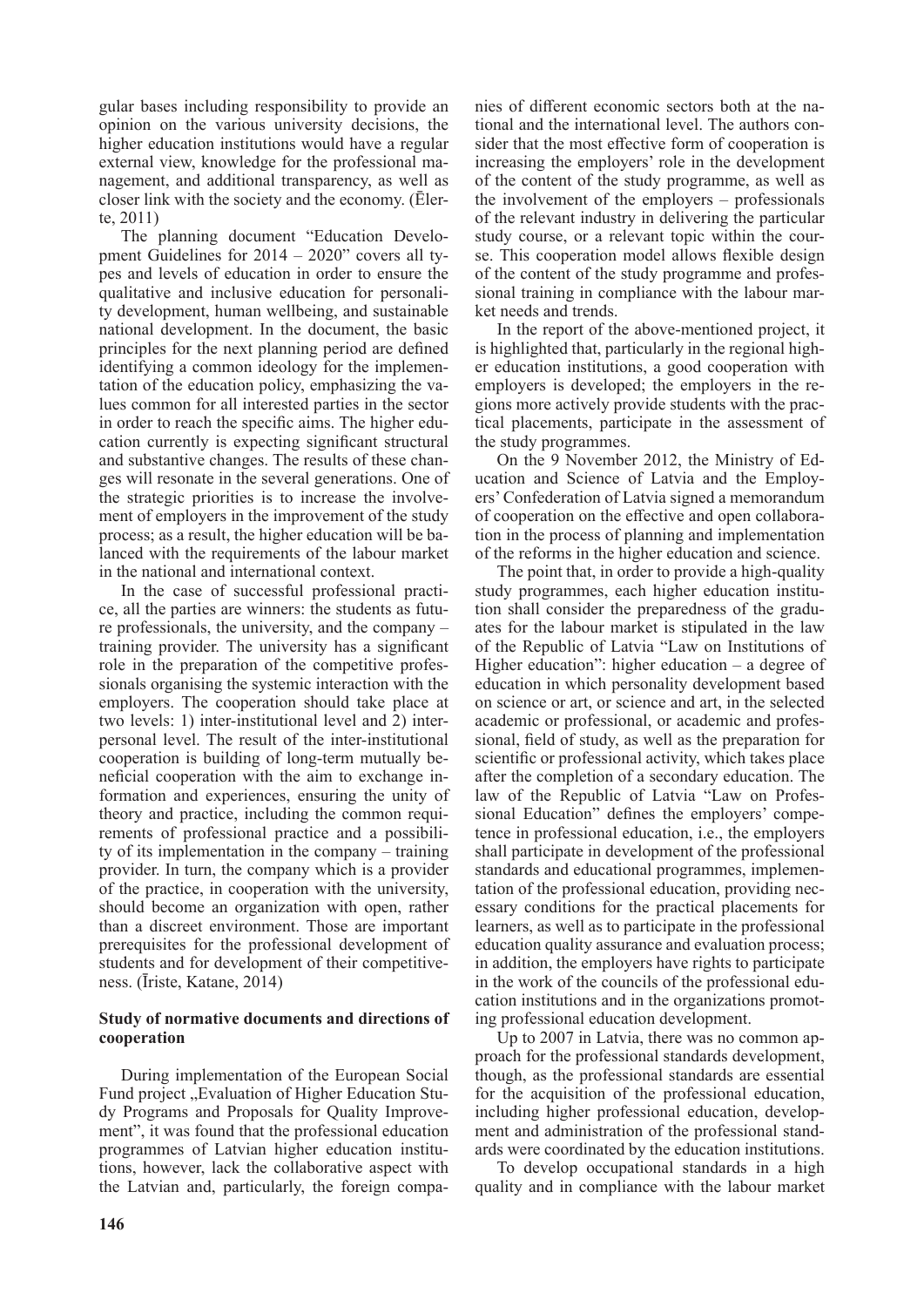gular bases including responsibility to provide an opinion on the various university decisions, the higher education institutions would have a regular external view, knowledge for the professional management, and additional transparency, as well as closer link with the society and the economy. (Ēlerte, 2011)

The planning document "Education Development Guidelines for 2014 – 2020" covers all types and levels of education in order to ensure the qualitative and inclusive education for personality development, human wellbeing, and sustainable national development. In the document, the basic principles for the next planning period are defined identifying a common ideology for the implementation of the education policy, emphasizing the values common for all interested parties in the sector in order to reach the specific aims. The higher education currently is expecting significant structural and substantive changes. The results of these changes will resonate in the several generations. One of the strategic priorities is to increase the involvement of employers in the improvement of the study process; as a result, the higher education will be balanced with the requirements of the labour market in the national and international context.

In the case of successful professional practice, all the parties are winners: the students as future professionals, the university, and the company – training provider. The university has a significant role in the preparation of the competitive professionals organising the systemic interaction with the employers. The cooperation should take place at two levels: 1) inter-institutional level and 2) interpersonal level. The result of the inter-institutional cooperation is building of long-term mutually beneficial cooperation with the aim to exchange information and experiences, ensuring the unity of theory and practice, including the common requirements of professional practice and a possibility of its implementation in the company – training provider. In turn, the company which is a provider of the practice, in cooperation with the university, should become an organization with open, rather than a discreet environment. Those are important prerequisites for the professional development of students and for development of their competitiveness. (Īriste, Katane, 2014)

### Study of normative documents and directions of cooperation

During implementation of the European Social Fund project „Evaluation of Higher Education Study Programs and Proposals for Quality Improvement", it was found that the professional education programmes of Latvian higher education institutions, however, lack the collaborative aspect with the Latvian and, particularly, the foreign companies of different economic sectors both at the national and the international level. The authors consider that the most effective form of cooperation is increasing the employers' role in the development of the content of the study programme, as well as the involvement of the employers – professionals of the relevant industry in delivering the particular study course, or a relevant topic within the course. This cooperation model allows flexible design of the content of the study programme and professional training in compliance with the labour market needs and trends.

In the report of the above-mentioned project, it is highlighted that, particularly in the regional higher education institutions, a good cooperation with employers is developed; the employers in the regions more actively provide students with the practical placements, participate in the assessment of the study programmes.

On the 9 November 2012, the Ministry of Education and Science of Latvia and the Employers' Confederation of Latvia signed a memorandum of cooperation on the effective and open collaboration in the process of planning and implementation of the reforms in the higher education and science.

The point that, in order to provide a high-quality study programmes, each higher education institution shall consider the preparedness of the graduates for the labour market is stipulated in the law of the Republic of Latvia "Law on Institutions of Higher education": higher education – a degree of education in which personality development based on science or art, or science and art, in the selected academic or professional, or academic and professional, field of study, as well as the preparation for scientific or professional activity, which takes place after the completion of a secondary education. The law of the Republic of Latvia "Law on Professional Education" defines the employers' competence in professional education, i.e., the employers shall participate in development of the professional standards and educational programmes, implementation of the professional education, providing necessary conditions for the practical placements for learners, as well as to participate in the professional education quality assurance and evaluation process; in addition, the employers have rights to participate in the work of the councils of the professional education institutions and in the organizations promoting professional education development.

Up to 2007 in Latvia, there was no common approach for the professional standards development, though, as the professional standards are essential for the acquisition of the professional education, including higher professional education, development and administration of the professional standards were coordinated by the education institutions.

To develop occupational standards in a high quality and in compliance with the labour market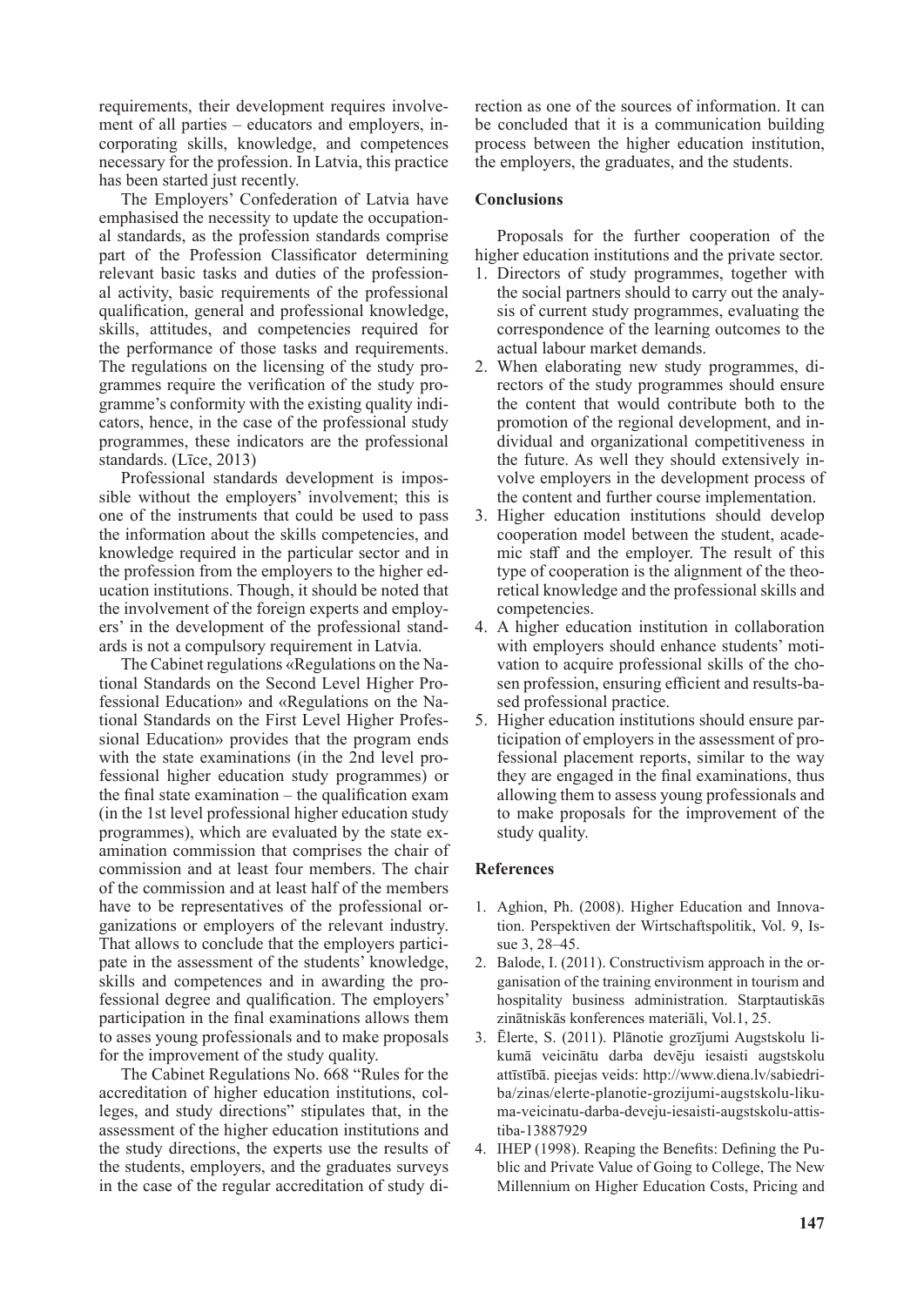requirements, their development requires involvement of all parties – educators and employers, incorporating skills, knowledge, and competences necessary for the profession. In Latvia, this practice has been started just recently.

The Employers' Confederation of Latvia have emphasised the necessity to update the occupational standards, as the profession standards comprise part of the Profession Classificator determining relevant basic tasks and duties of the professional activity, basic requirements of the professional qualification, general and professional knowledge, skills, attitudes, and competencies required for the performance of those tasks and requirements. The regulations on the licensing of the study programmes require the verification of the study programme's conformity with the existing quality indicators, hence, in the case of the professional study programmes, these indicators are the professional standards. (Līce, 2013)

Professional standards development is impossible without the employers' involvement; this is one of the instruments that could be used to pass the information about the skills competencies, and knowledge required in the particular sector and in the profession from the employers to the higher education institutions. Though, it should be noted that the involvement of the foreign experts and employers' in the development of the professional standards is not a compulsory requirement in Latvia.

The Cabinet regulations «Regulations on the National Standards on the Second Level Higher Professional Education» and «Regulations on the National Standards on the First Level Higher Professional Education» provides that the program ends with the state examinations (in the 2nd level professional higher education study programmes) or the final state examination – the qualification exam (in the 1st level professional higher education study programmes), which are evaluated by the state examination commission that comprises the chair of commission and at least four members. The chair of the commission and at least half of the members have to be representatives of the professional organizations or employers of the relevant industry. That allows to conclude that the employers participate in the assessment of the students' knowledge, skills and competences and in awarding the professional degree and qualification. The employers' participation in the final examinations allows them to asses young professionals and to make proposals for the improvement of the study quality.

The Cabinet Regulations No. 668 "Rules for the accreditation of higher education institutions, colleges, and study directions" stipulates that, in the assessment of the higher education institutions and the study directions, the experts use the results of the students, employers, and the graduates surveys in the case of the regular accreditation of study direction as one of the sources of information. It can be concluded that it is a communication building process between the higher education institution, the employers, the graduates, and the students.

## Conclusions

Proposals for the further cooperation of the higher education institutions and the private sector.

1. Directors of study programmes, together with the social partners should to carry out the analysis of current study programmes, evaluating the correspondence of the learning outcomes to the actual labour market demands.
2. When elaborating new study programmes, directors of the study programmes should ensure the content that would contribute both to the promotion of the regional development, and individual and organizational competitiveness in the future. As well they should extensively involve employers in the development process of the content and further course implementation.
3. Higher education institutions should develop cooperation model between the student, academic staff and the employer. The result of this type of cooperation is the alignment of the theoretical knowledge and the professional skills and competencies.
4. A higher education institution in collaboration with employers should enhance students' motivation to acquire professional skills of the chosen profession, ensuring efficient and results-based professional practice.
5. Higher education institutions should ensure participation of employers in the assessment of professional placement reports, similar to the way they are engaged in the final examinations, thus allowing them to assess young professionals and to make proposals for the improvement of the study quality.

## References

1. Aghion, Ph. (2008). Higher Education and Innovation. Perspektiven der Wirtschaftspolitik, Vol. 9, Issue 3, 28–45.
2. Balode, I. (2011). Constructivism approach in the organisation of the training environment in tourism and hospitality business administration. Starptautiskās zinātniskās konferences materiāli, Vol.1, 25.
3. Ēlerte, S. (2011). Plānotie grozījumi Augstskolu likumā veicinātu darba devēju iesaisti augstskolu attīstībā. pieejas veids: http://www.diena.lv/sabiedriba/zinas/elerte-planotie-grozijumi-augstskolu-likuma-veicinatu-darba-deveju-iesaisti-augstskolu-attistiba-13887929
4. IHEP (1998). Reaping the Benefits: Defining the Public and Private Value of Going to College, The New Millennium on Higher Education Costs, Pricing and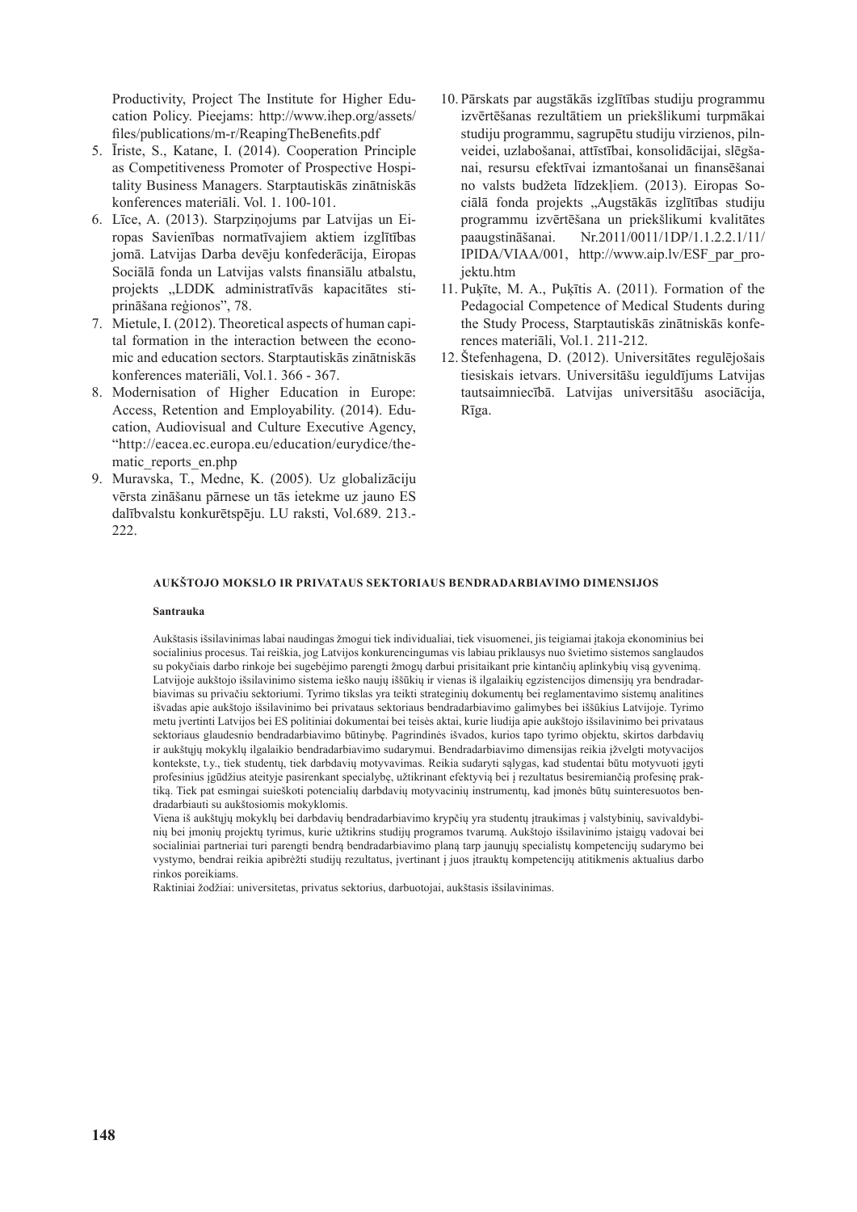Productivity, Project The Institute for Higher Education Policy. Pieejams: http://www.ihep.org/assets/files/publications/m-r/ReapingTheBenefits.pdf

5. Īriste, S., Katane, I. (2014). Cooperation Principle as Competitiveness Promoter of Prospective Hospitality Business Managers. Starptautiskās zinātniskās konferences materiāli. Vol. 1. 100-101.
6. Līce, A. (2013). Starpziņojums par Latvijas un Eiropas Savienības normatīvajiem aktiem izglītības jomā. Latvijas Darba devēju konfederācija, Eiropas Sociālā fonda un Latvijas valsts finansiālu atbalstu, projekts „LDDK administratīvās kapacitātes stiprināšana reģionos", 78.
7. Mietule, I. (2012). Theoretical aspects of human capital formation in the interaction between the economic and education sectors. Starptautiskās zinātniskās konferences materiāli, Vol.1. 366 - 367.
8. Modernisation of Higher Education in Europe: Access, Retention and Employability. (2014). Education, Audiovisual and Culture Executive Agency, "http://eacea.ec.europa.eu/education/eurydice/thematic_reports_en.php
9. Muravska, T., Medne, K. (2005). Uz globalizāciju vērsta zināšanu pārnese un tās ietekme uz jauno ES dalībvalstu konkurētspēju. LU raksti, Vol.689. 213.-222.
10. Pārskats par augstākās izglītības studiju programmu izvērtēšanas rezultātiem un priekšlikumi turpmākai studiju programmu, sagrupētu studiju virzienos, pilnveidei, uzlabošanai, attīstībai, konsolidācijai, slēgšanai, resursu efektīvai izmantošanai un finansēšanai no valsts budžeta līdzekļiem. (2013). Eiropas Sociālā fonda projekts „Augstākās izglītības studiju programmu izvērtēšana un priekšlikumi kvalitātes paaugstināšanai. Nr.2011/0011/1DP/1.1.2.2.1/11/IPIDA/VIAA/001, http://www.aip.lv/ESF_par_projektu.htm
11. Puķīte, M. A., Puķītis A. (2011). Formation of the Pedagocial Competence of Medical Students during the Study Process, Starptautiskās zinātniskās konferences materiāli, Vol.1. 211-212.
12. Štefenhagena, D. (2012). Universitātes regulējošais tiesiskais ietvars. Universitāšu ieguldījums Latvijas tautsaimniecībā. Latvijas universitāšu asociācija, Rīga.

## AUKŠTOJO MOKSLO IR PRIVATAUS SEKTORIAUS BENDRADARBIAVIMO DIMENSIJOS

**Santrauka**

Aukštasis išsilavinimas labai naudingas žmogui tiek individualiai, tiek visuomenei, jis teigiamai įtakoja ekonominius bei socialinius procesus. Tai reiškia, jog Latvijos konkurencingumas vis labiau priklausys nuo švietimo sistemos sanglaudos su pokyčiais darbo rinkoje bei sugebėjimo parengti žmogų darbui prisitaikant prie kintančių aplinkybių visą gyvenimą. Latvijoje aukštojo išsilavinimo sistema ieško naujų iššūkių ir vienas iš ilgalaikių egzistencijos dimensijų yra bendradarbiavimas su privačiu sektoriumi. Tyrimo tikslas yra teikti strateginių dokumentų bei reglamentavimo sistemų analitines išvadas apie aukštojo išsilavinimo bei privataus sektoriaus bendradarbiavimo galimybes bei iššūkius Latvijoje. Tyrimo metu įvertinti Latvijos bei ES politiniai dokumentai bei teisės aktai, kurie liudija apie aukštojo išsilavinimo bei privataus sektoriaus glaudesnio bendradarbiavimo būtinybę. Pagrindinės išvados, kurios tapo tyrimo objektu, skirtos darbdavių ir aukštųjų mokyklų ilgalaikio bendradarbiavimo sudarymui. Bendradarbiavimo dimensijas reikia įžvelgti motyvacijos kontekste, t.y., tiek studentų, tiek darbdavių motyvavimas. Reikia sudaryti sąlygas, kad studentai būtu motyvuoti įgyti profesinius įgūdžius ateityje pasirenkant specialybę, užtikrinant efektyvią bei į rezultatus besiremiančią profesinę praktiką. Tiek pat esmingai suieškoti potencialių darbdavių motyvacinių instrumentų, kad įmonės būtų suinteresuotos bendradarbiauti su aukštosiomis mokyklomis.

Viena iš aukštųjų mokyklų bei darbdavių bendradarbiavimo krypčių yra studentų įtraukimas į valstybinių, savivaldybinių bei įmonių projektų tyrimus, kurie užtikrins studijų programos tvarumą. Aukštojo išsilavinimo įstaigų vadovai bei socialiniai partneriai turi parengti bendrą bendradarbiavimo planą tarp jaunųjų specialistų kompetencijų sudarymo bei vystymo, bendrai reikia apibrėžti studijų rezultatus, įvertinant į juos įtrauktų kompetencijų atitikmenis aktualius darbo rinkos poreikiams.

Raktiniai žodžiai: universitetas, privatus sektorius, darbuotojai, aukštasis išsilavinimas.